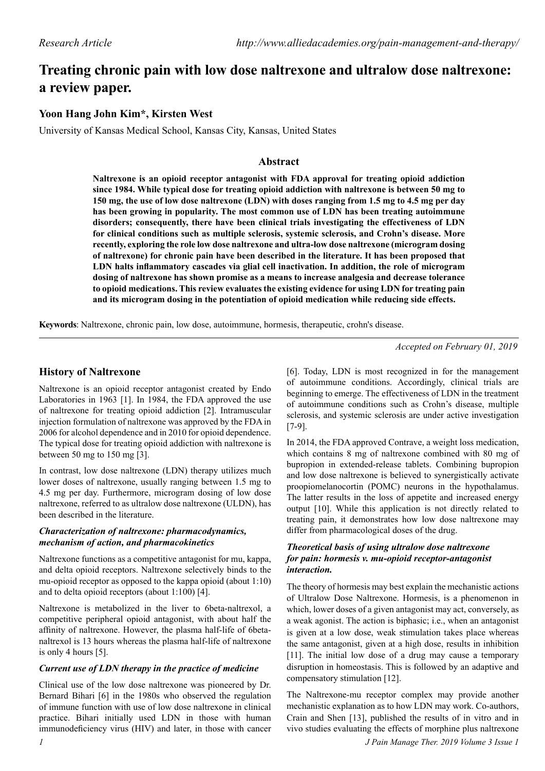Research Article

http://www.alliedacademies.org/pain-management-and-therapy/

# Treating chronic pain with low dose naltrexone and ultralow dose naltrexone: a review paper.

**Yoon Hang John Kim*, Kirsten West**

University of Kansas Medical School, Kansas City, Kansas, United States

## Abstract

**Naltrexone is an opioid receptor antagonist with FDA approval for treating opioid addiction since 1984. While typical dose for treating opioid addiction with naltrexone is between 50 mg to 150 mg, the use of low dose naltrexone (LDN) with doses ranging from 1.5 mg to 4.5 mg per day has been growing in popularity. The most common use of LDN has been treating autoimmune disorders; consequently, there have been clinical trials investigating the effectiveness of LDN for clinical conditions such as multiple sclerosis, systemic sclerosis, and Crohn's disease. More recently, exploring the role low dose naltrexone and ultra-low dose naltrexone (microgram dosing of naltrexone) for chronic pain have been described in the literature. It has been proposed that LDN halts inflammatory cascades via glial cell inactivation. In addition, the role of microgram dosing of naltrexone has shown promise as a means to increase analgesia and decrease tolerance to opioid medications. This review evaluates the existing evidence for using LDN for treating pain and its microgram dosing in the potentiation of opioid medication while reducing side effects.**

**Keywords**: Naltrexone, chronic pain, low dose, autoimmune, hormesis, therapeutic, crohn's disease.

*Accepted on February 01, 2019*

## History of Naltrexone

Naltrexone is an opioid receptor antagonist created by Endo Laboratories in 1963 [1]. In 1984, the FDA approved the use of naltrexone for treating opioid addiction [2]. Intramuscular injection formulation of naltrexone was approved by the FDA in 2006 for alcohol dependence and in 2010 for opioid dependence. The typical dose for treating opioid addiction with naltrexone is between 50 mg to 150 mg [3].

In contrast, low dose naltrexone (LDN) therapy utilizes much lower doses of naltrexone, usually ranging between 1.5 mg to 4.5 mg per day. Furthermore, microgram dosing of low dose naltrexone, referred to as ultralow dose naltrexone (ULDN), has been described in the literature.

### *Characterization of naltrexone: pharmacodynamics, mechanism of action, and pharmacokinetics*

Naltrexone functions as a competitive antagonist for mu, kappa, and delta opioid receptors. Naltrexone selectively binds to the mu-opioid receptor as opposed to the kappa opioid (about 1:10) and to delta opioid receptors (about 1:100) [4].

Naltrexone is metabolized in the liver to 6beta-naltrexol, a competitive peripheral opioid antagonist, with about half the affinity of naltrexone. However, the plasma half-life of 6beta-naltrexol is 13 hours whereas the plasma half-life of naltrexone is only 4 hours [5].

### *Current use of LDN therapy in the practice of medicine*

Clinical use of the low dose naltrexone was pioneered by Dr. Bernard Bihari [6] in the 1980s who observed the regulation of immune function with use of low dose naltrexone in clinical practice. Bihari initially used LDN in those with human immunodeficiency virus (HIV) and later, in those with cancer [6]. Today, LDN is most recognized in for the management of autoimmune conditions. Accordingly, clinical trials are beginning to emerge. The effectiveness of LDN in the treatment of autoimmune conditions such as Crohn's disease, multiple sclerosis, and systemic sclerosis are under active investigation [7-9].

In 2014, the FDA approved Contrave, a weight loss medication, which contains 8 mg of naltrexone combined with 80 mg of bupropion in extended-release tablets. Combining bupropion and low dose naltrexone is believed to synergistically activate proopiomelanocortin (POMC) neurons in the hypothalamus. The latter results in the loss of appetite and increased energy output [10]. While this application is not directly related to treating pain, it demonstrates how low dose naltrexone may differ from pharmacological doses of the drug.

### *Theoretical basis of using ultralow dose naltrexone for pain: hormesis v. mu-opioid receptor-antagonist interaction.*

The theory of hormesis may best explain the mechanistic actions of Ultralow Dose Naltrexone. Hormesis, is a phenomenon in which, lower doses of a given antagonist may act, conversely, as a weak agonist. The action is biphasic; i.e., when an antagonist is given at a low dose, weak stimulation takes place whereas the same antagonist, given at a high dose, results in inhibition [11]. The initial low dose of a drug may cause a temporary disruption in homeostasis. This is followed by an adaptive and compensatory stimulation [12].

The Naltrexone-mu receptor complex may provide another mechanistic explanation as to how LDN may work. Co-authors, Crain and Shen [13], published the results of in vitro and in vivo studies evaluating the effects of morphine plus naltrexone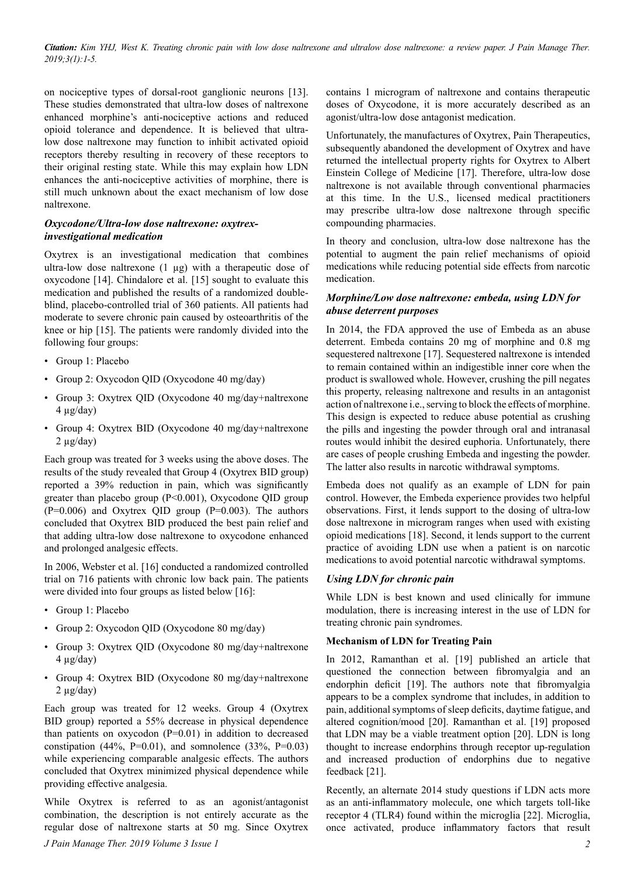on nociceptive types of dorsal-root ganglionic neurons [13]. These studies demonstrated that ultra-low doses of naltrexone enhanced morphine's anti-nociceptive actions and reduced opioid tolerance and dependence. It is believed that ultra-low dose naltrexone may function to inhibit activated opioid receptors thereby resulting in recovery of these receptors to their original resting state. While this may explain how LDN enhances the anti-nociceptive activities of morphine, there is still much unknown about the exact mechanism of low dose naltrexone.

### *Oxycodone/Ultra-low dose naltrexone: oxytrex-investigational medication*

Oxytrex is an investigational medication that combines ultra-low dose naltrexone (1 µg) with a therapeutic dose of oxycodone [14]. Chindalore et al. [15] sought to evaluate this medication and published the results of a randomized double-blind, placebo-controlled trial of 360 patients. All patients had moderate to severe chronic pain caused by osteoarthritis of the knee or hip [15]. The patients were randomly divided into the following four groups:

- Group 1: Placebo
- Group 2: Oxycodon QID (Oxycodone 40 mg/day)
- Group 3: Oxytrex QID (Oxycodone 40 mg/day+naltrexone 4 µg/day)
- Group 4: Oxytrex BID (Oxycodone 40 mg/day+naltrexone 2 µg/day)

Each group was treated for 3 weeks using the above doses. The results of the study revealed that Group 4 (Oxytrex BID group) reported a 39% reduction in pain, which was significantly greater than placebo group ($P<0.001$), Oxycodone QID group ($P=0.006$) and Oxytrex QID group ($P=0.003$). The authors concluded that Oxytrex BID produced the best pain relief and that adding ultra-low dose naltrexone to oxycodone enhanced and prolonged analgesic effects.

In 2006, Webster et al. [16] conducted a randomized controlled trial on 716 patients with chronic low back pain. The patients were divided into four groups as listed below [16]:

- Group 1: Placebo
- Group 2: Oxycodon QID (Oxycodone 80 mg/day)
- Group 3: Oxytrex QID (Oxycodone 80 mg/day+naltrexone 4 µg/day)
- Group 4: Oxytrex BID (Oxycodone 80 mg/day+naltrexone 2 µg/day)

Each group was treated for 12 weeks. Group 4 (Oxytrex BID group) reported a 55% decrease in physical dependence than patients on oxycodon ($P=0.01$) in addition to decreased constipation (44%, $P=0.01$), and somnolence (33%, $P=0.03$) while experiencing comparable analgesic effects. The authors concluded that Oxytrex minimized physical dependence while providing effective analgesia.

While Oxytrex is referred to as an agonist/antagonist combination, the description is not entirely accurate as the regular dose of naltrexone starts at 50 mg. Since Oxytrex contains 1 microgram of naltrexone and contains therapeutic doses of Oxycodone, it is more accurately described as an agonist/ultra-low dose antagonist medication.

Unfortunately, the manufactures of Oxytrex, Pain Therapeutics, subsequently abandoned the development of Oxytrex and have returned the intellectual property rights for Oxytrex to Albert Einstein College of Medicine [17]. Therefore, ultra-low dose naltrexone is not available through conventional pharmacies at this time. In the U.S., licensed medical practitioners may prescribe ultra-low dose naltrexone through specific compounding pharmacies.

In theory and conclusion, ultra-low dose naltrexone has the potential to augment the pain relief mechanisms of opioid medications while reducing potential side effects from narcotic medication.

### *Morphine/Low dose naltrexone: embeda, using LDN for abuse deterrent purposes*

In 2014, the FDA approved the use of Embeda as an abuse deterrent. Embeda contains 20 mg of morphine and 0.8 mg sequestered naltrexone [17]. Sequestered naltrexone is intended to remain contained within an indigestible inner core when the product is swallowed whole. However, crushing the pill negates this property, releasing naltrexone and results in an antagonist action of naltrexone i.e., serving to block the effects of morphine. This design is expected to reduce abuse potential as crushing the pills and ingesting the powder through oral and intranasal routes would inhibit the desired euphoria. Unfortunately, there are cases of people crushing Embeda and ingesting the powder. The latter also results in narcotic withdrawal symptoms.

Embeda does not qualify as an example of LDN for pain control. However, the Embeda experience provides two helpful observations. First, it lends support to the dosing of ultra-low dose naltrexone in microgram ranges when used with existing opioid medications [18]. Second, it lends support to the current practice of avoiding LDN use when a patient is on narcotic medications to avoid potential narcotic withdrawal symptoms.

### *Using LDN for chronic pain*

While LDN is best known and used clinically for immune modulation, there is increasing interest in the use of LDN for treating chronic pain syndromes.

#### **Mechanism of LDN for Treating Pain**

In 2012, Ramanthan et al. [19] published an article that questioned the connection between fibromyalgia and an endorphin deficit [19]. The authors note that fibromyalgia appears to be a complex syndrome that includes, in addition to pain, additional symptoms of sleep deficits, daytime fatigue, and altered cognition/mood [20]. Ramanthan et al. [19] proposed that LDN may be a viable treatment option [20]. LDN is long thought to increase endorphins through receptor up-regulation and increased production of endorphins due to negative feedback [21].

Recently, an alternate 2014 study questions if LDN acts more as an anti-inflammatory molecule, one which targets toll-like receptor 4 (TLR4) found within the microglia [22]. Microglia, once activated, produce inflammatory factors that result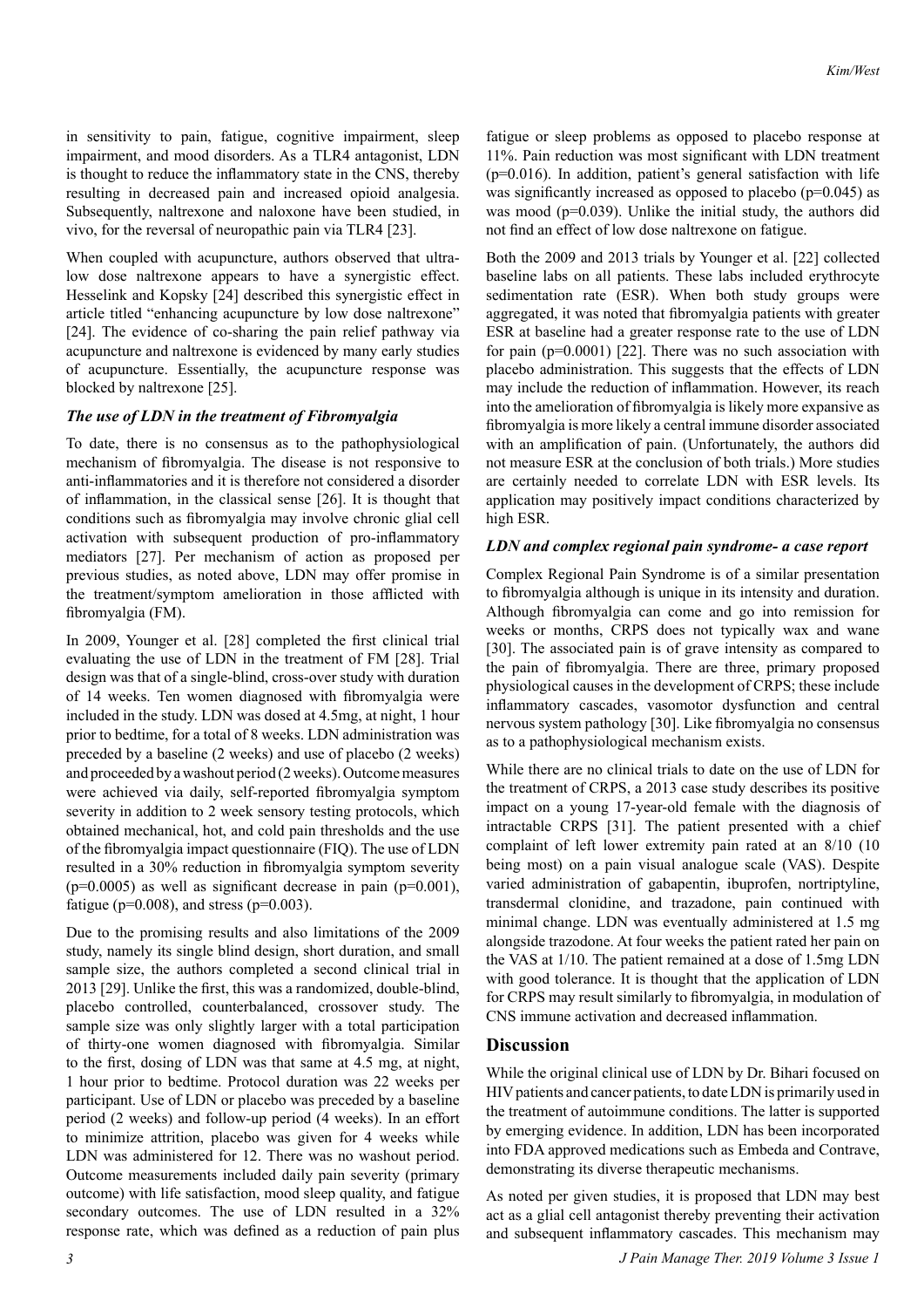in sensitivity to pain, fatigue, cognitive impairment, sleep impairment, and mood disorders. As a TLR4 antagonist, LDN is thought to reduce the inflammatory state in the CNS, thereby resulting in decreased pain and increased opioid analgesia. Subsequently, naltrexone and naloxone have been studied, in vivo, for the reversal of neuropathic pain via TLR4 [23].

When coupled with acupuncture, authors observed that ultra-low dose naltrexone appears to have a synergistic effect. Hesselink and Kopsky [24] described this synergistic effect in article titled "enhancing acupuncture by low dose naltrexone" [24]. The evidence of co-sharing the pain relief pathway via acupuncture and naltrexone is evidenced by many early studies of acupuncture. Essentially, the acupuncture response was blocked by naltrexone [25].

### *The use of LDN in the treatment of Fibromyalgia*

To date, there is no consensus as to the pathophysiological mechanism of fibromyalgia. The disease is not responsive to anti-inflammatories and it is therefore not considered a disorder of inflammation, in the classical sense [26]. It is thought that conditions such as fibromyalgia may involve chronic glial cell activation with subsequent production of pro-inflammatory mediators [27]. Per mechanism of action as proposed per previous studies, as noted above, LDN may offer promise in the treatment/symptom amelioration in those afflicted with fibromyalgia (FM).

In 2009, Younger et al. [28] completed the first clinical trial evaluating the use of LDN in the treatment of FM [28]. Trial design was that of a single-blind, cross-over study with duration of 14 weeks. Ten women diagnosed with fibromyalgia were included in the study. LDN was dosed at 4.5mg, at night, 1 hour prior to bedtime, for a total of 8 weeks. LDN administration was preceded by a baseline (2 weeks) and use of placebo (2 weeks) and proceeded by a washout period (2 weeks). Outcome measures were achieved via daily, self-reported fibromyalgia symptom severity in addition to 2 week sensory testing protocols, which obtained mechanical, hot, and cold pain thresholds and the use of the fibromyalgia impact questionnaire (FIQ). The use of LDN resulted in a 30% reduction in fibromyalgia symptom severity ($p=0.0005$) as well as significant decrease in pain ($p=0.001$), fatigue ($p=0.008$), and stress ($p=0.003$).

Due to the promising results and also limitations of the 2009 study, namely its single blind design, short duration, and small sample size, the authors completed a second clinical trial in 2013 [29]. Unlike the first, this was a randomized, double-blind, placebo controlled, counterbalanced, crossover study. The sample size was only slightly larger with a total participation of thirty-one women diagnosed with fibromyalgia. Similar to the first, dosing of LDN was that same at 4.5 mg, at night, 1 hour prior to bedtime. Protocol duration was 22 weeks per participant. Use of LDN or placebo was preceded by a baseline period (2 weeks) and follow-up period (4 weeks). In an effort to minimize attrition, placebo was given for 4 weeks while LDN was administered for 12. There was no washout period. Outcome measurements included daily pain severity (primary outcome) with life satisfaction, mood sleep quality, and fatigue secondary outcomes. The use of LDN resulted in a 32% response rate, which was defined as a reduction of pain plus fatigue or sleep problems as opposed to placebo response at 11%. Pain reduction was most significant with LDN treatment ($p=0.016$). In addition, patient's general satisfaction with life was significantly increased as opposed to placebo ($p=0.045$) as was mood ($p=0.039$). Unlike the initial study, the authors did not find an effect of low dose naltrexone on fatigue.

Both the 2009 and 2013 trials by Younger et al. [22] collected baseline labs on all patients. These labs included erythrocyte sedimentation rate (ESR). When both study groups were aggregated, it was noted that fibromyalgia patients with greater ESR at baseline had a greater response rate to the use of LDN for pain ($p=0.0001$) [22]. There was no such association with placebo administration. This suggests that the effects of LDN may include the reduction of inflammation. However, its reach into the amelioration of fibromyalgia is likely more expansive as fibromyalgia is more likely a central immune disorder associated with an amplification of pain. (Unfortunately, the authors did not measure ESR at the conclusion of both trials.) More studies are certainly needed to correlate LDN with ESR levels. Its application may positively impact conditions characterized by high ESR.

### *LDN and complex regional pain syndrome- a case report*

Complex Regional Pain Syndrome is of a similar presentation to fibromyalgia although is unique in its intensity and duration. Although fibromyalgia can come and go into remission for weeks or months, CRPS does not typically wax and wane [30]. The associated pain is of grave intensity as compared to the pain of fibromyalgia. There are three, primary proposed physiological causes in the development of CRPS; these include inflammatory cascades, vasomotor dysfunction and central nervous system pathology [30]. Like fibromyalgia no consensus as to a pathophysiological mechanism exists.

While there are no clinical trials to date on the use of LDN for the treatment of CRPS, a 2013 case study describes its positive impact on a young 17-year-old female with the diagnosis of intractable CRPS [31]. The patient presented with a chief complaint of left lower extremity pain rated at an 8/10 (10 being most) on a pain visual analogue scale (VAS). Despite varied administration of gabapentin, ibuprofen, nortriptyline, transdermal clonidine, and trazadone, pain continued with minimal change. LDN was eventually administered at 1.5 mg alongside trazodone. At four weeks the patient rated her pain on the VAS at 1/10. The patient remained at a dose of 1.5mg LDN with good tolerance. It is thought that the application of LDN for CRPS may result similarly to fibromyalgia, in modulation of CNS immune activation and decreased inflammation.

## Discussion

While the original clinical use of LDN by Dr. Bihari focused on HIV patients and cancer patients, to date LDN is primarily used in the treatment of autoimmune conditions. The latter is supported by emerging evidence. In addition, LDN has been incorporated into FDA approved medications such as Embeda and Contrave, demonstrating its diverse therapeutic mechanisms.

As noted per given studies, it is proposed that LDN may best act as a glial cell antagonist thereby preventing their activation and subsequent inflammatory cascades. This mechanism may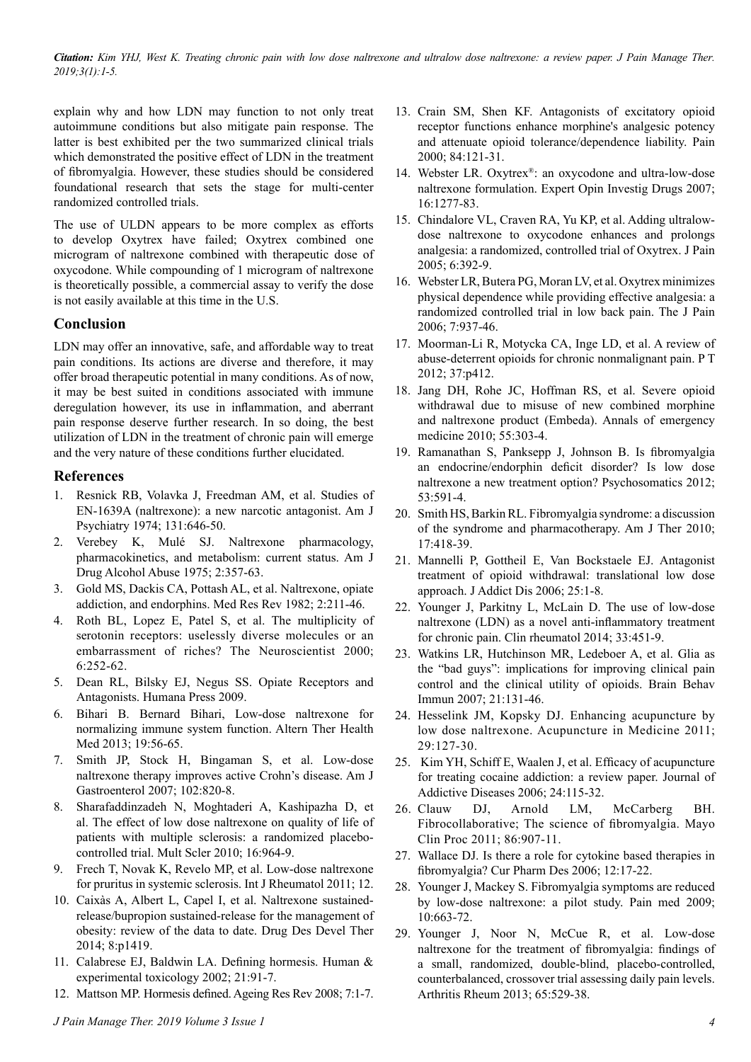explain why and how LDN may function to not only treat autoimmune conditions but also mitigate pain response. The latter is best exhibited per the two summarized clinical trials which demonstrated the positive effect of LDN in the treatment of fibromyalgia. However, these studies should be considered foundational research that sets the stage for multi-center randomized controlled trials.

The use of ULDN appears to be more complex as efforts to develop Oxytrex have failed; Oxytrex combined one microgram of naltrexone combined with therapeutic dose of oxycodone. While compounding of 1 microgram of naltrexone is theoretically possible, a commercial assay to verify the dose is not easily available at this time in the U.S.

## Conclusion

LDN may offer an innovative, safe, and affordable way to treat pain conditions. Its actions are diverse and therefore, it may offer broad therapeutic potential in many conditions. As of now, it may be best suited in conditions associated with immune deregulation however, its use in inflammation, and aberrant pain response deserve further research. In so doing, the best utilization of LDN in the treatment of chronic pain will emerge and the very nature of these conditions further elucidated.

## References

1. Resnick RB, Volavka J, Freedman AM, et al. Studies of EN-1639A (naltrexone): a new narcotic antagonist. Am J Psychiatry 1974; 131:646-50.
2. Verebey K, Mulé SJ. Naltrexone pharmacology, pharmacokinetics, and metabolism: current status. Am J Drug Alcohol Abuse 1975; 2:357-63.
3. Gold MS, Dackis CA, Pottash AL, et al. Naltrexone, opiate addiction, and endorphins. Med Res Rev 1982; 2:211-46.
4. Roth BL, Lopez E, Patel S, et al. The multiplicity of serotonin receptors: uselessly diverse molecules or an embarrassment of riches? The Neuroscientist 2000; 6:252-62.
5. Dean RL, Bilsky EJ, Negus SS. Opiate Receptors and Antagonists. Humana Press 2009.
6. Bihari B. Bernard Bihari, Low-dose naltrexone for normalizing immune system function. Altern Ther Health Med 2013; 19:56-65.
7. Smith JP, Stock H, Bingaman S, et al. Low-dose naltrexone therapy improves active Crohn's disease. Am J Gastroenterol 2007; 102:820-8.
8. Sharafaddinzadeh N, Moghtaderi A, Kashipazha D, et al. The effect of low dose naltrexone on quality of life of patients with multiple sclerosis: a randomized placebo-controlled trial. Mult Scler 2010; 16:964-9.
9. Frech T, Novak K, Revelo MP, et al. Low-dose naltrexone for pruritus in systemic sclerosis. Int J Rheumatol 2011; 12.
10. Caixàs A, Albert L, Capel I, et al. Naltrexone sustained-release/bupropion sustained-release for the management of obesity: review of the data to date. Drug Des Devel Ther 2014; 8:p1419.
11. Calabrese EJ, Baldwin LA. Defining hormesis. Human & experimental toxicology 2002; 21:91-7.
12. Mattson MP. Hormesis defined. Ageing Res Rev 2008; 7:1-7.
13. Crain SM, Shen KF. Antagonists of excitatory opioid receptor functions enhance morphine's analgesic potency and attenuate opioid tolerance/dependence liability. Pain 2000; 84:121-31.
14. Webster LR. Oxytrex®: an oxycodone and ultra-low-dose naltrexone formulation. Expert Opin Investig Drugs 2007; 16:1277-83.
15. Chindalore VL, Craven RA, Yu KP, et al. Adding ultralow-dose naltrexone to oxycodone enhances and prolongs analgesia: a randomized, controlled trial of Oxytrex. J Pain 2005; 6:392-9.
16. Webster LR, Butera PG, Moran LV, et al. Oxytrex minimizes physical dependence while providing effective analgesia: a randomized controlled trial in low back pain. The J Pain 2006; 7:937-46.
17. Moorman-Li R, Motycka CA, Inge LD, et al. A review of abuse-deterrent opioids for chronic nonmalignant pain. P T 2012; 37:p412.
18. Jang DH, Rohe JC, Hoffman RS, et al. Severe opioid withdrawal due to misuse of new combined morphine and naltrexone product (Embeda). Annals of emergency medicine 2010; 55:303-4.
19. Ramanathan S, Panksepp J, Johnson B. Is fibromyalgia an endocrine/endorphin deficit disorder? Is low dose naltrexone a new treatment option? Psychosomatics 2012; 53:591-4.
20. Smith HS, Barkin RL. Fibromyalgia syndrome: a discussion of the syndrome and pharmacotherapy. Am J Ther 2010; 17:418-39.
21. Mannelli P, Gottheil E, Van Bockstaele EJ. Antagonist treatment of opioid withdrawal: translational low dose approach. J Addict Dis 2006; 25:1-8.
22. Younger J, Parkitny L, McLain D. The use of low-dose naltrexone (LDN) as a novel anti-inflammatory treatment for chronic pain. Clin rheumatol 2014; 33:451-9.
23. Watkins LR, Hutchinson MR, Ledeboer A, et al. Glia as the "bad guys": implications for improving clinical pain control and the clinical utility of opioids. Brain Behav Immun 2007; 21:131-46.
24. Hesselink JM, Kopsky DJ. Enhancing acupuncture by low dose naltrexone. Acupuncture in Medicine 2011; 29:127-30.
25. Kim YH, Schiff E, Waalen J, et al. Efficacy of acupuncture for treating cocaine addiction: a review paper. Journal of Addictive Diseases 2006; 24:115-32.
26. Clauw DJ, Arnold LM, McCarberg BH. Fibrocollaborative; The science of fibromyalgia. Mayo Clin Proc 2011; 86:907-11.
27. Wallace DJ. Is there a role for cytokine based therapies in fibromyalgia? Cur Pharm Des 2006; 12:17-22.
28. Younger J, Mackey S. Fibromyalgia symptoms are reduced by low-dose naltrexone: a pilot study. Pain med 2009; 10:663-72.
29. Younger J, Noor N, McCue R, et al. Low-dose naltrexone for the treatment of fibromyalgia: findings of a small, randomized, double-blind, placebo-controlled, counterbalanced, crossover trial assessing daily pain levels. Arthritis Rheum 2013; 65:529-38.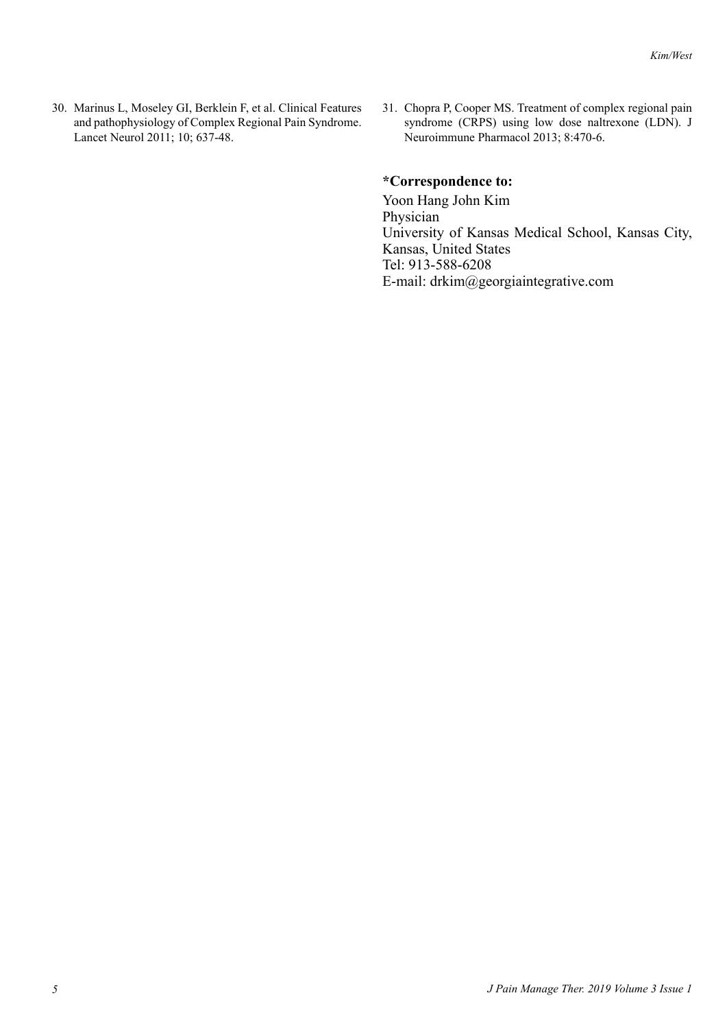30. Marinus L, Moseley GI, Berklein F, et al. Clinical Features and pathophysiology of Complex Regional Pain Syndrome. Lancet Neurol 2011; 10; 637-48.
31. Chopra P, Cooper MS. Treatment of complex regional pain syndrome (CRPS) using low dose naltrexone (LDN). J Neuroimmune Pharmacol 2013; 8:470-6.

**\*Correspondence to:**

Yoon Hang John Kim
Physician
University of Kansas Medical School, Kansas City, Kansas, United States
Tel: 913-588-6208
E-mail: drkim@georgiaintegrative.com